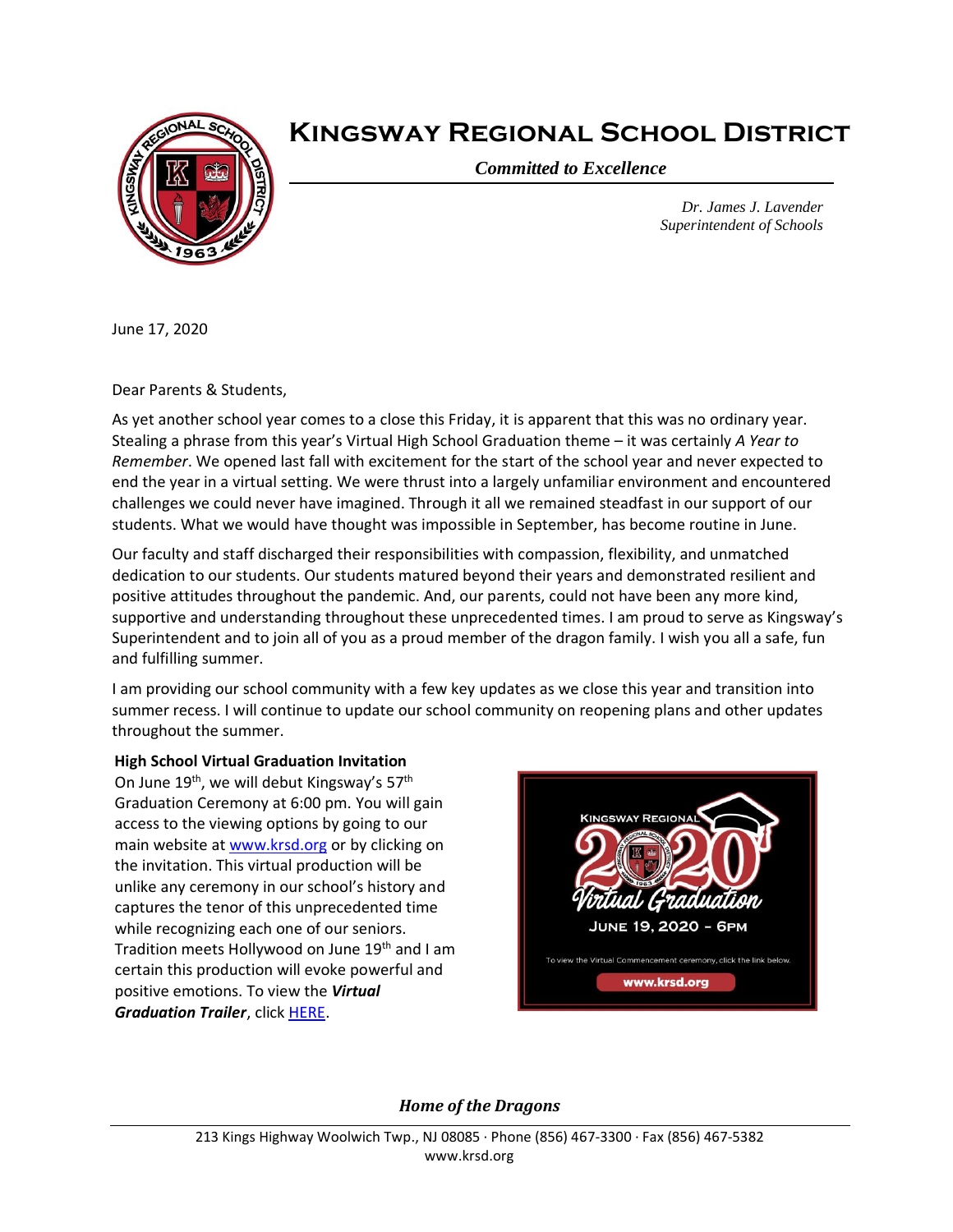# Kingsway Regional School District

*Committed to Excellence*

*Dr. James J. Lavender*
*Superintendent of Schools*

June 17, 2020

Dear Parents & Students,

As yet another school year comes to a close this Friday, it is apparent that this was no ordinary year. Stealing a phrase from this year's Virtual High School Graduation theme – it was certainly *A Year to Remember*. We opened last fall with excitement for the start of the school year and never expected to end the year in a virtual setting. We were thrust into a largely unfamiliar environment and encountered challenges we could never have imagined. Through it all we remained steadfast in our support of our students. What we would have thought was impossible in September, has become routine in June.

Our faculty and staff discharged their responsibilities with compassion, flexibility, and unmatched dedication to our students. Our students matured beyond their years and demonstrated resilient and positive attitudes throughout the pandemic. And, our parents, could not have been any more kind, supportive and understanding throughout these unprecedented times. I am proud to serve as Kingsway's Superintendent and to join all of you as a proud member of the dragon family. I wish you all a safe, fun and fulfilling summer.

I am providing our school community with a few key updates as we close this year and transition into summer recess. I will continue to update our school community on reopening plans and other updates throughout the summer.

**High School Virtual Graduation Invitation**

On June 19th, we will debut Kingsway's 57th Graduation Ceremony at 6:00 pm. You will gain access to the viewing options by going to our main website at www.krsd.org or by clicking on the invitation. This virtual production will be unlike any ceremony in our school's history and captures the tenor of this unprecedented time while recognizing each one of our seniors. Tradition meets Hollywood on June 19th and I am certain this production will evoke powerful and positive emotions. To view the ***Virtual Graduation Trailer***, click HERE.

KINGSWAY REGIONAL
2020
Virtual Graduation
JUNE 19, 2020 - 6PM
To view the Virtual Commencement ceremony, click the link below.
www.krsd.org

*Home of the Dragons*

213 Kings Highway Woolwich Twp., NJ 08085 · Phone (856) 467-3300 · Fax (856) 467-5382
www.krsd.org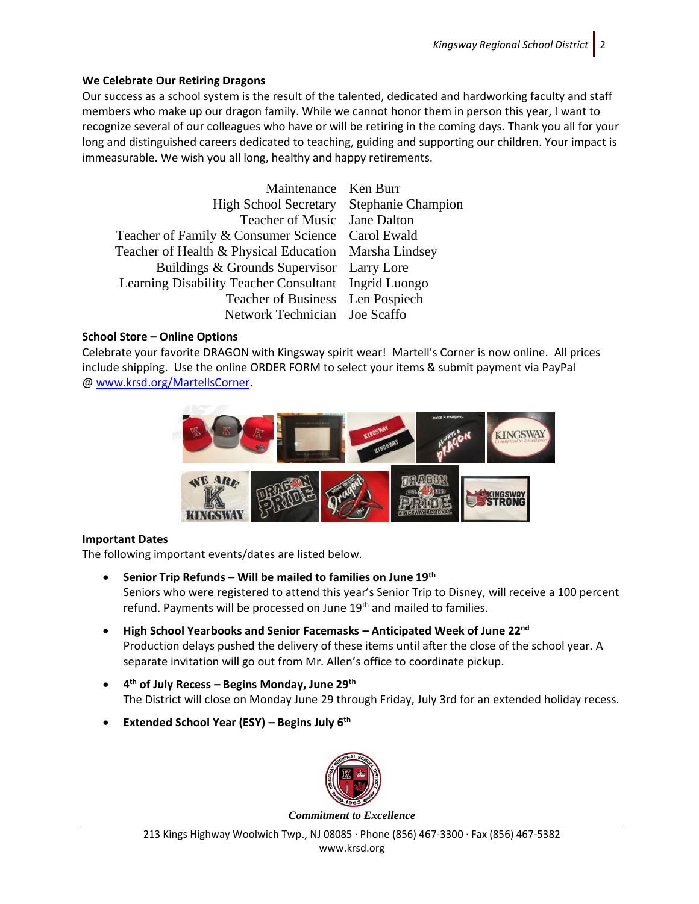### We Celebrate Our Retiring Dragons

Our success as a school system is the result of the talented, dedicated and hardworking faculty and staff members who make up our dragon family. While we cannot honor them in person this year, I want to recognize several of our colleagues who have or will be retiring in the coming days. Thank you all for your long and distinguished careers dedicated to teaching, guiding and supporting our children. Your impact is immeasurable. We wish you all long, healthy and happy retirements.

| | |
|---:|---|
| Maintenance | Ken Burr |
| High School Secretary | Stephanie Champion |
| Teacher of Music | Jane Dalton |
| Teacher of Family & Consumer Science | Carol Ewald |
| Teacher of Health & Physical Education | Marsha Lindsey |
| Buildings & Grounds Supervisor | Larry Lore |
| Learning Disability Teacher Consultant | Ingrid Luongo |
| Teacher of Business | Len Pospiech |
| Network Technician | Joe Scaffo |

### School Store – Online Options

Celebrate your favorite DRAGON with Kingsway spirit wear! Martell's Corner is now online. All prices include shipping. Use the online ORDER FORM to select your items & submit payment via PayPal @ www.krsd.org/MartellsCorner.

### Important Dates

The following important events/dates are listed below.

- **Senior Trip Refunds – Will be mailed to families on June 19th**
  Seniors who were registered to attend this year's Senior Trip to Disney, will receive a 100 percent refund. Payments will be processed on June 19th and mailed to families.
- **High School Yearbooks and Senior Facemasks – Anticipated Week of June 22nd**
  Production delays pushed the delivery of these items until after the close of the school year. A separate invitation will go out from Mr. Allen's office to coordinate pickup.
- **4th of July Recess – Begins Monday, June 29th**
  The District will close on Monday June 29 through Friday, July 3rd for an extended holiday recess.
- **Extended School Year (ESY) – Begins July 6th**

***Commitment to Excellence***

213 Kings Highway Woolwich Twp., NJ 08085 · Phone (856) 467-3300 · Fax (856) 467-5382
www.krsd.org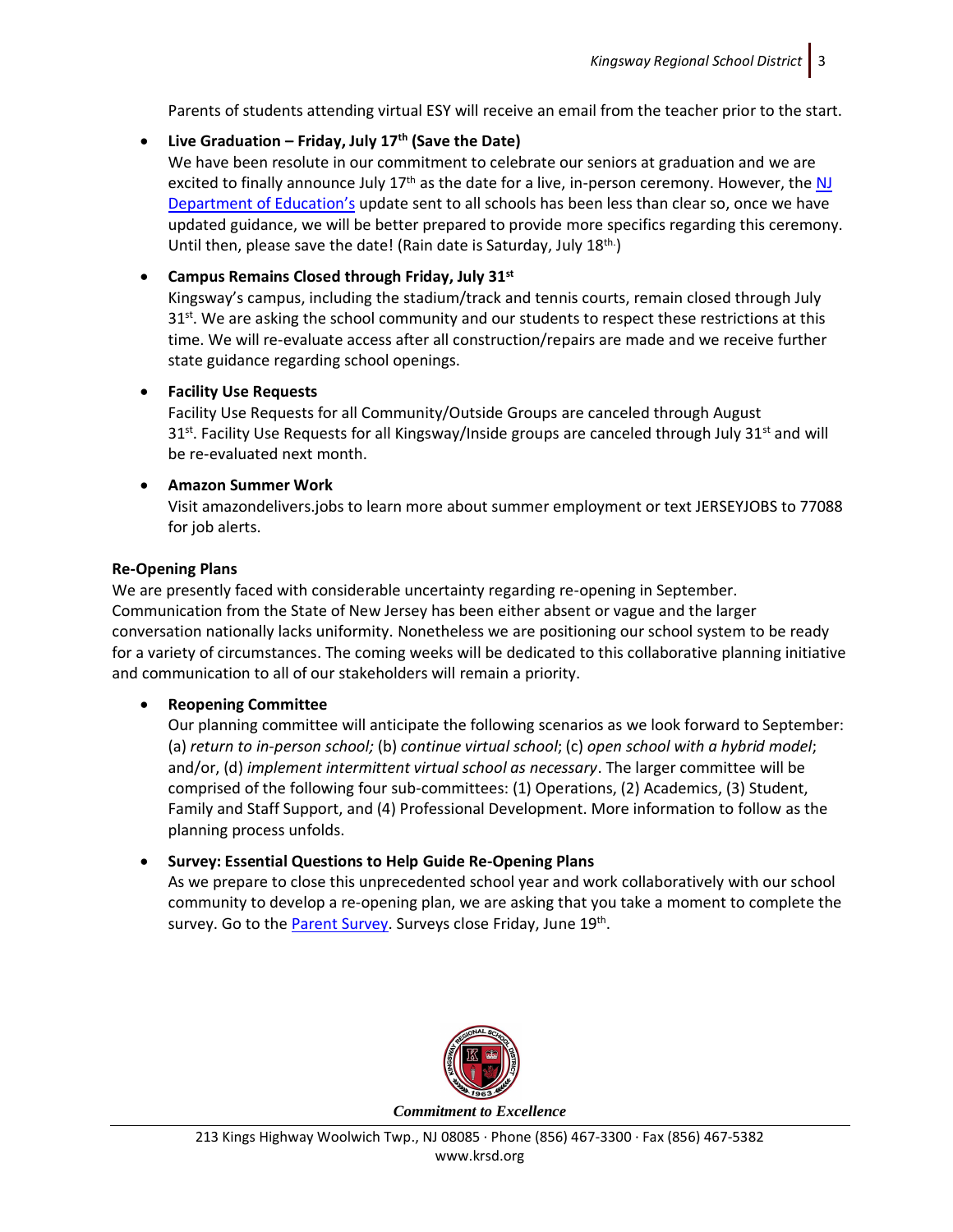Parents of students attending virtual ESY will receive an email from the teacher prior to the start.

- **Live Graduation – Friday, July 17th (Save the Date)**
  We have been resolute in our commitment to celebrate our seniors at graduation and we are excited to finally announce July 17th as the date for a live, in-person ceremony. However, the [NJ Department of Education's] update sent to all schools has been less than clear so, once we have updated guidance, we will be better prepared to provide more specifics regarding this ceremony. Until then, please save the date! (Rain date is Saturday, July 18th.)

- **Campus Remains Closed through Friday, July 31st**
  Kingsway's campus, including the stadium/track and tennis courts, remain closed through July 31st. We are asking the school community and our students to respect these restrictions at this time. We will re-evaluate access after all construction/repairs are made and we receive further state guidance regarding school openings.

- **Facility Use Requests**
  Facility Use Requests for all Community/Outside Groups are canceled through August 31st. Facility Use Requests for all Kingsway/Inside groups are canceled through July 31st and will be re-evaluated next month.

- **Amazon Summer Work**
  Visit amazondelivers.jobs to learn more about summer employment or text JERSEYJOBS to 77088 for job alerts.

**Re-Opening Plans**

We are presently faced with considerable uncertainty regarding re-opening in September. Communication from the State of New Jersey has been either absent or vague and the larger conversation nationally lacks uniformity. Nonetheless we are positioning our school system to be ready for a variety of circumstances. The coming weeks will be dedicated to this collaborative planning initiative and communication to all of our stakeholders will remain a priority.

- **Reopening Committee**
  Our planning committee will anticipate the following scenarios as we look forward to September: (a) *return to in-person school;* (b) *continue virtual school*; (c) *open school with a hybrid model*; and/or, (d) *implement intermittent virtual school as necessary*. The larger committee will be comprised of the following four sub-committees: (1) Operations, (2) Academics, (3) Student, Family and Staff Support, and (4) Professional Development. More information to follow as the planning process unfolds.

- **Survey: Essential Questions to Help Guide Re-Opening Plans**
  As we prepare to close this unprecedented school year and work collaboratively with our school community to develop a re-opening plan, we are asking that you take a moment to complete the survey. Go to the [Parent Survey]. Surveys close Friday, June 19th.

*Commitment to Excellence*

213 Kings Highway Woolwich Twp., NJ 08085 · Phone (856) 467-3300 · Fax (856) 467-5382
www.krsd.org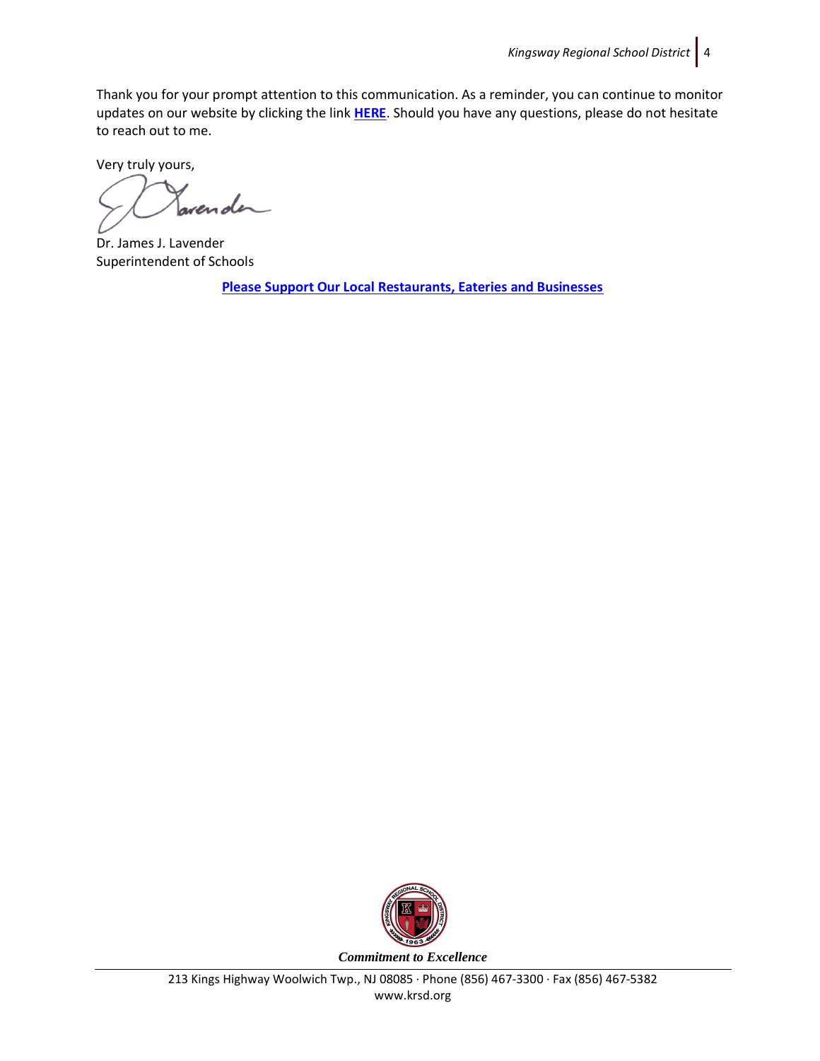Thank you for your prompt attention to this communication. As a reminder, you can continue to monitor updates on our website by clicking the link **HERE**. Should you have any questions, please do not hesitate to reach out to me.

Very truly yours,

Dr. James J. Lavender
Superintendent of Schools

**Please Support Our Local Restaurants, Eateries and Businesses**

***Commitment to Excellence***

213 Kings Highway Woolwich Twp., NJ 08085 · Phone (856) 467-3300 · Fax (856) 467-5382
www.krsd.org